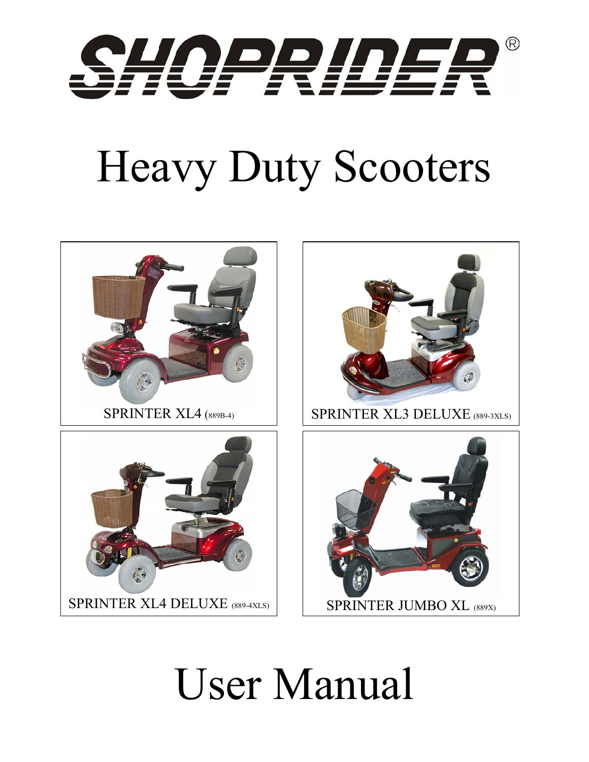# SHOPRIDER®

# Heavy Duty Scooters

SPRINTER XL4 (889B-4)

SPRINTER XL3 DELUXE (889-3XLS)

SPRINTER XL4 DELUXE (889-4XLS)

SPRINTER JUMBO XL (889X)

# User Manual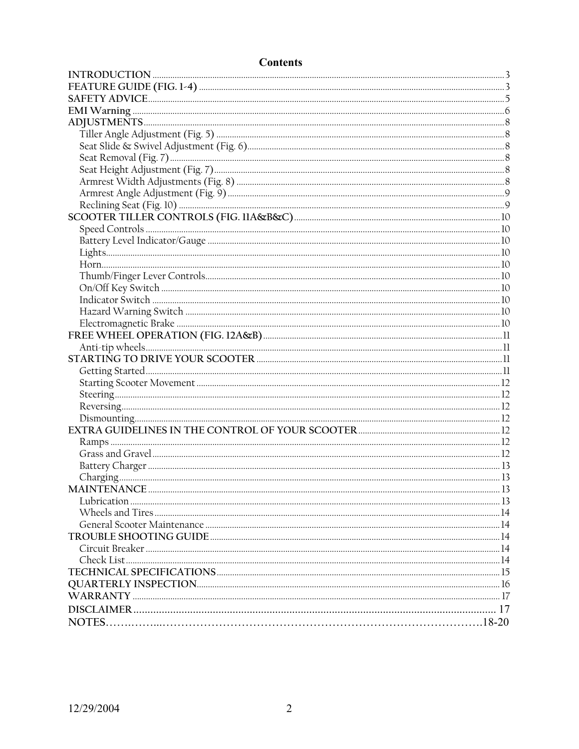# Contents

| | |
|---|---|
| **INTRODUCTION** | 3 |
| **FEATURE GUIDE (FIG. 1-4)** | 3 |
| **SAFETY ADVICE** | 5 |
| **EMI Warning** | 6 |
| **ADJUSTMENTS** | 8 |
| Tiller Angle Adjustment (Fig. 5) | 8 |
| Seat Slide & Swivel Adjustment (Fig. 6) | 8 |
| Seat Removal (Fig. 7) | 8 |
| Seat Height Adjustment (Fig. 7) | 8 |
| Armrest Width Adjustments (Fig. 8) | 8 |
| Armrest Angle Adjustment (Fig. 9) | 9 |
| Reclining Seat (Fig. 10) | 9 |
| **SCOOTER TILLER CONTROLS (FIG. 11A&B&C)** | 10 |
| Speed Controls | 10 |
| Battery Level Indicator/Gauge | 10 |
| Lights | 10 |
| Horn | 10 |
| Thumb/Finger Lever Controls | 10 |
| On/Off Key Switch | 10 |
| Indicator Switch | 10 |
| Hazard Warning Switch | 10 |
| Electromagnetic Brake | 10 |
| **FREE WHEEL OPERATION (FIG. 12A&B)** | 11 |
| Anti-tip wheels | 11 |
| **STARTING TO DRIVE YOUR SCOOTER** | 11 |
| Getting Started | 11 |
| Starting Scooter Movement | 12 |
| Steering | 12 |
| Reversing | 12 |
| Dismounting | 12 |
| **EXTRA GUIDELINES IN THE CONTROL OF YOUR SCOOTER** | 12 |
| Ramps | 12 |
| Grass and Gravel | 12 |
| Battery Charger | 13 |
| Charging | 13 |
| **MAINTENANCE** | 13 |
| Lubrication | 13 |
| Wheels and Tires | 14 |
| General Scooter Maintenance | 14 |
| **TROUBLE SHOOTING GUIDE** | 14 |
| Circuit Breaker | 14 |
| Check List | 14 |
| **TECHNICAL SPECIFICATIONS** | 15 |
| **QUARTERLY INSPECTION** | 16 |
| **WARRANTY** | 17 |
| **DISCLAIMER** | 17 |
| **NOTES** | 18-20 |

12/29/2004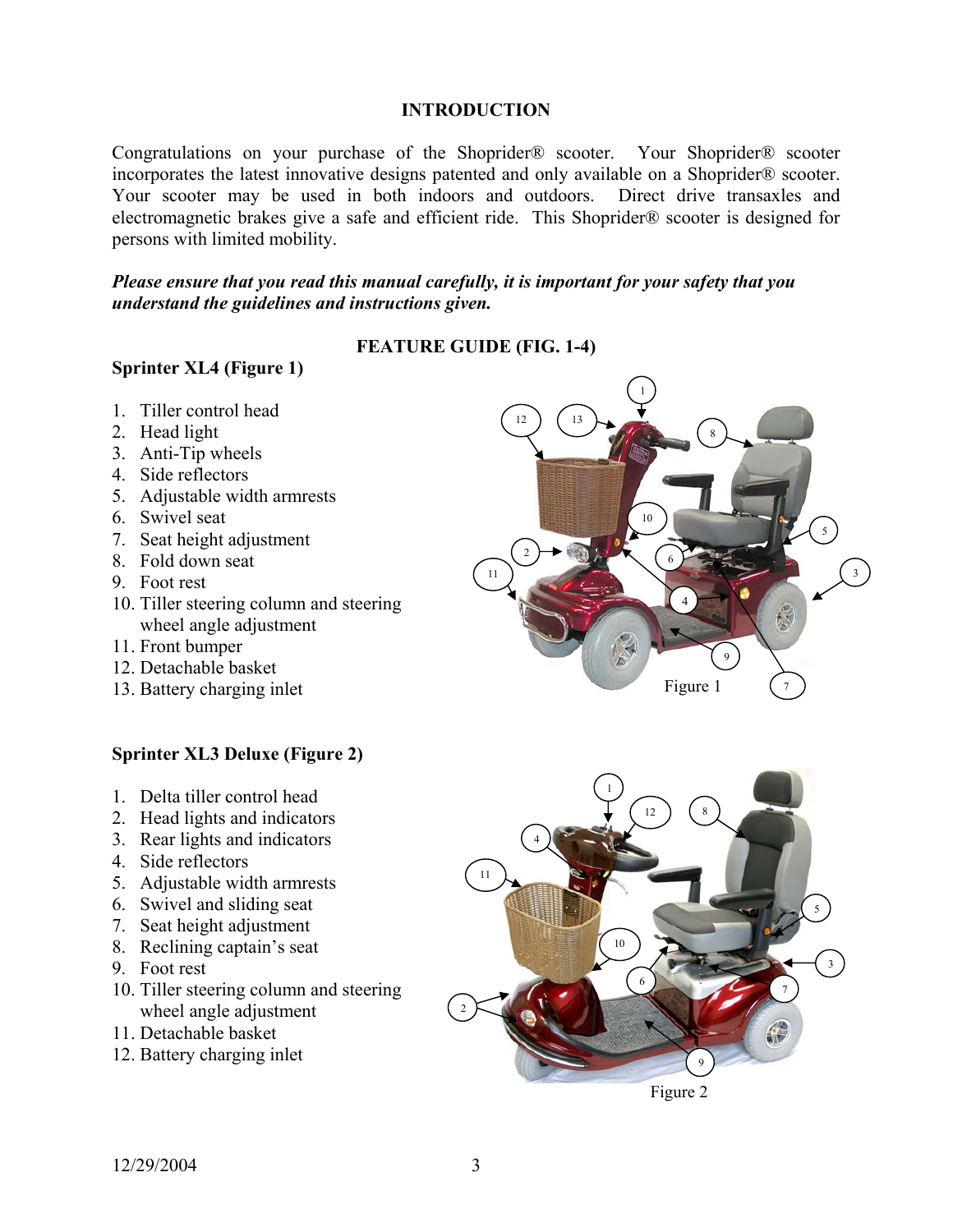## INTRODUCTION

Congratulations on your purchase of the Shoprider® scooter. Your Shoprider® scooter incorporates the latest innovative designs patented and only available on a Shoprider® scooter. Your scooter may be used in both indoors and outdoors. Direct drive transaxles and electromagnetic brakes give a safe and efficient ride. This Shoprider® scooter is designed for persons with limited mobility.

***Please ensure that you read this manual carefully, it is important for your safety that you understand the guidelines and instructions given.***

## FEATURE GUIDE (FIG. 1-4)

### Sprinter XL4 (Figure 1)

1. Tiller control head
2. Head light
3. Anti-Tip wheels
4. Side reflectors
5. Adjustable width armrests
6. Swivel seat
7. Seat height adjustment
8. Fold down seat
9. Foot rest
10. Tiller steering column and steering wheel angle adjustment
11. Front bumper
12. Detachable basket
13. Battery charging inlet

Figure 1

### Sprinter XL3 Deluxe (Figure 2)

1. Delta tiller control head
2. Head lights and indicators
3. Rear lights and indicators
4. Side reflectors
5. Adjustable width armrests
6. Swivel and sliding seat
7. Seat height adjustment
8. Reclining captain's seat
9. Foot rest
10. Tiller steering column and steering wheel angle adjustment
11. Detachable basket
12. Battery charging inlet

Figure 2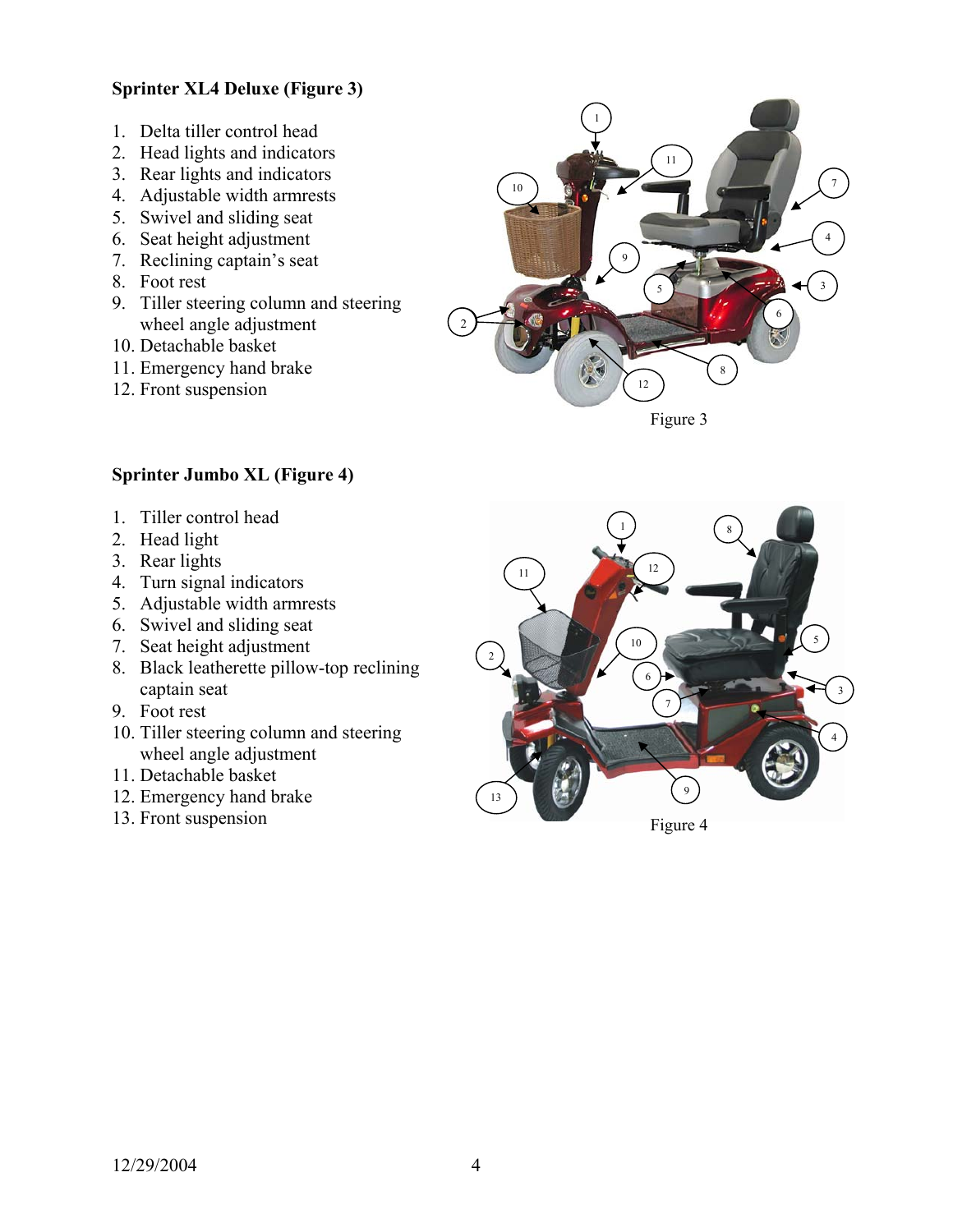**Sprinter XL4 Deluxe (Figure 3)**

1. Delta tiller control head
2. Head lights and indicators
3. Rear lights and indicators
4. Adjustable width armrests
5. Swivel and sliding seat
6. Seat height adjustment
7. Reclining captain's seat
8. Foot rest
9. Tiller steering column and steering wheel angle adjustment
10. Detachable basket
11. Emergency hand brake
12. Front suspension

Figure 3

**Sprinter Jumbo XL (Figure 4)**

1. Tiller control head
2. Head light
3. Rear lights
4. Turn signal indicators
5. Adjustable width armrests
6. Swivel and sliding seat
7. Seat height adjustment
8. Black leatherette pillow-top reclining captain seat
9. Foot rest
10. Tiller steering column and steering wheel angle adjustment
11. Detachable basket
12. Emergency hand brake
13. Front suspension

Figure 4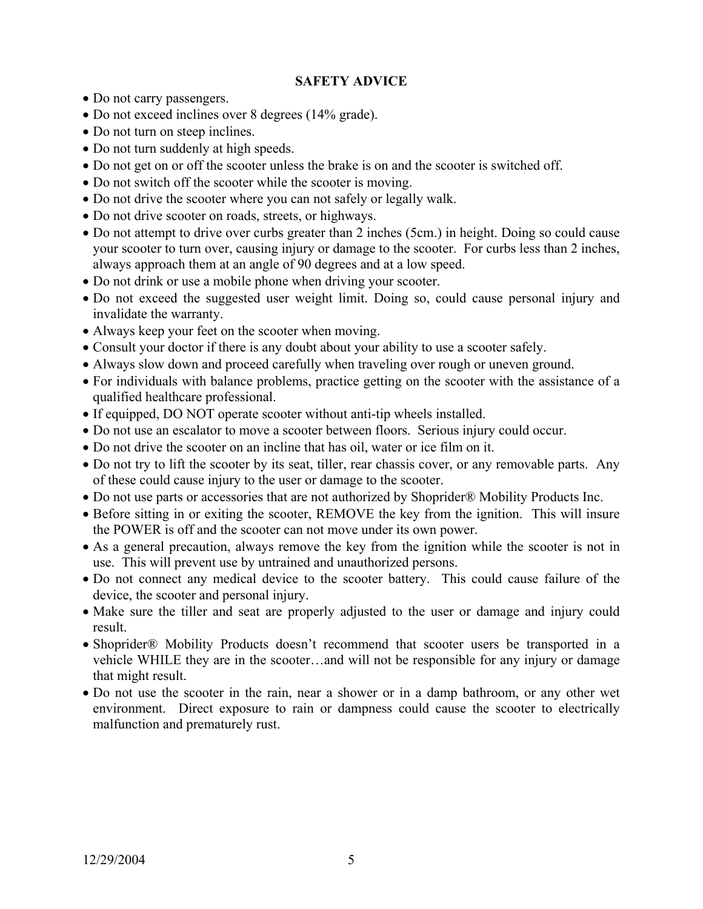## SAFETY ADVICE

- Do not carry passengers.
- Do not exceed inclines over 8 degrees (14% grade).
- Do not turn on steep inclines.
- Do not turn suddenly at high speeds.
- Do not get on or off the scooter unless the brake is on and the scooter is switched off.
- Do not switch off the scooter while the scooter is moving.
- Do not drive the scooter where you can not safely or legally walk.
- Do not drive scooter on roads, streets, or highways.
- Do not attempt to drive over curbs greater than 2 inches (5cm.) in height. Doing so could cause your scooter to turn over, causing injury or damage to the scooter. For curbs less than 2 inches, always approach them at an angle of 90 degrees and at a low speed.
- Do not drink or use a mobile phone when driving your scooter.
- Do not exceed the suggested user weight limit. Doing so, could cause personal injury and invalidate the warranty.
- Always keep your feet on the scooter when moving.
- Consult your doctor if there is any doubt about your ability to use a scooter safely.
- Always slow down and proceed carefully when traveling over rough or uneven ground.
- For individuals with balance problems, practice getting on the scooter with the assistance of a qualified healthcare professional.
- If equipped, DO NOT operate scooter without anti-tip wheels installed.
- Do not use an escalator to move a scooter between floors. Serious injury could occur.
- Do not drive the scooter on an incline that has oil, water or ice film on it.
- Do not try to lift the scooter by its seat, tiller, rear chassis cover, or any removable parts. Any of these could cause injury to the user or damage to the scooter.
- Do not use parts or accessories that are not authorized by Shoprider® Mobility Products Inc.
- Before sitting in or exiting the scooter, REMOVE the key from the ignition. This will insure the POWER is off and the scooter can not move under its own power.
- As a general precaution, always remove the key from the ignition while the scooter is not in use. This will prevent use by untrained and unauthorized persons.
- Do not connect any medical device to the scooter battery. This could cause failure of the device, the scooter and personal injury.
- Make sure the tiller and seat are properly adjusted to the user or damage and injury could result.
- Shoprider® Mobility Products doesn't recommend that scooter users be transported in a vehicle WHILE they are in the scooter…and will not be responsible for any injury or damage that might result.
- Do not use the scooter in the rain, near a shower or in a damp bathroom, or any other wet environment. Direct exposure to rain or dampness could cause the scooter to electrically malfunction and prematurely rust.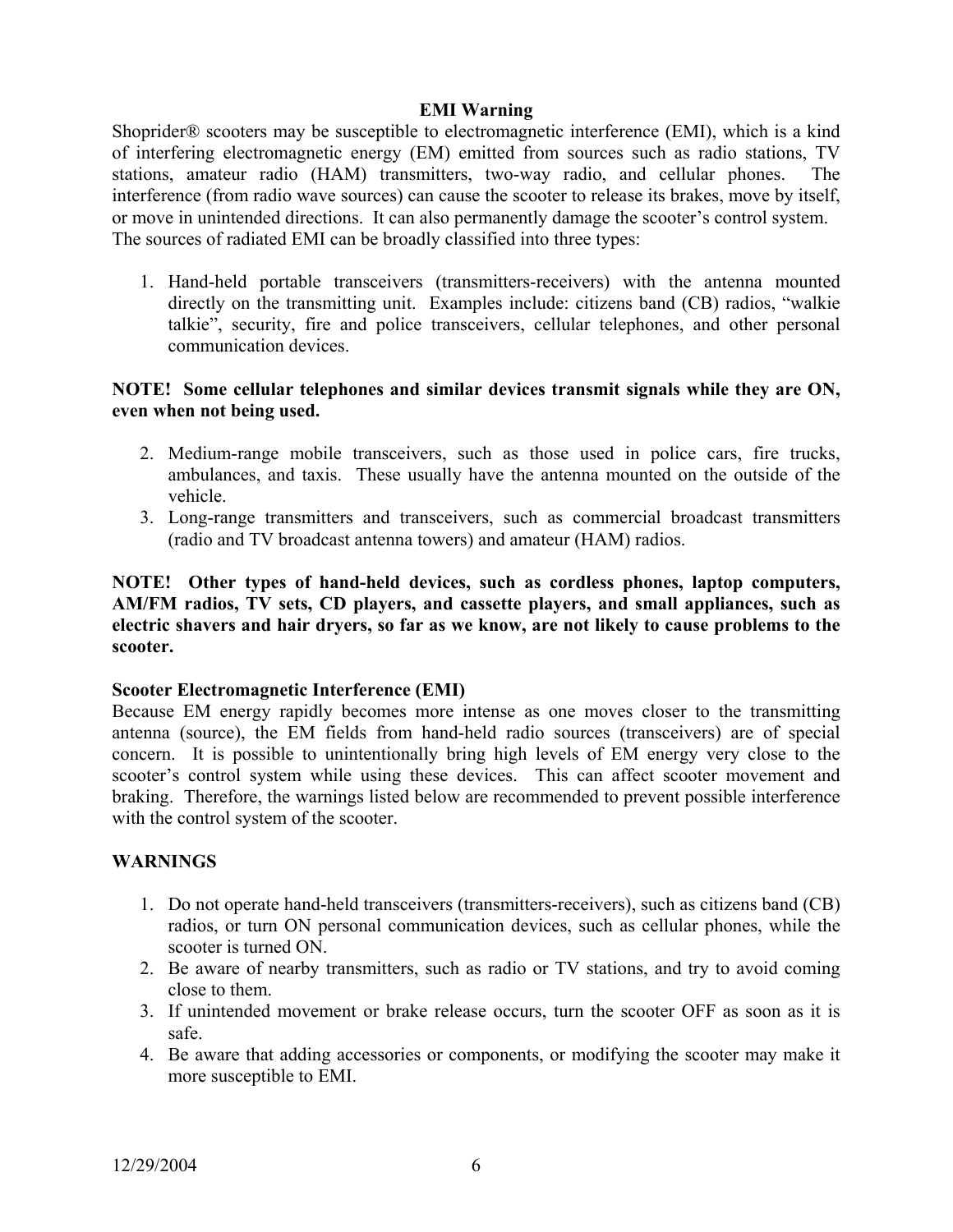## EMI Warning

Shoprider® scooters may be susceptible to electromagnetic interference (EMI), which is a kind of interfering electromagnetic energy (EM) emitted from sources such as radio stations, TV stations, amateur radio (HAM) transmitters, two-way radio, and cellular phones. The interference (from radio wave sources) can cause the scooter to release its brakes, move by itself, or move in unintended directions. It can also permanently damage the scooter's control system. The sources of radiated EMI can be broadly classified into three types:

1. Hand-held portable transceivers (transmitters-receivers) with the antenna mounted directly on the transmitting unit. Examples include: citizens band (CB) radios, "walkie talkie", security, fire and police transceivers, cellular telephones, and other personal communication devices.

**NOTE! Some cellular telephones and similar devices transmit signals while they are ON, even when not being used.**

2. Medium-range mobile transceivers, such as those used in police cars, fire trucks, ambulances, and taxis. These usually have the antenna mounted on the outside of the vehicle.
3. Long-range transmitters and transceivers, such as commercial broadcast transmitters (radio and TV broadcast antenna towers) and amateur (HAM) radios.

**NOTE! Other types of hand-held devices, such as cordless phones, laptop computers, AM/FM radios, TV sets, CD players, and cassette players, and small appliances, such as electric shavers and hair dryers, so far as we know, are not likely to cause problems to the scooter.**

### Scooter Electromagnetic Interference (EMI)

Because EM energy rapidly becomes more intense as one moves closer to the transmitting antenna (source), the EM fields from hand-held radio sources (transceivers) are of special concern. It is possible to unintentionally bring high levels of EM energy very close to the scooter's control system while using these devices. This can affect scooter movement and braking. Therefore, the warnings listed below are recommended to prevent possible interference with the control system of the scooter.

### WARNINGS

1. Do not operate hand-held transceivers (transmitters-receivers), such as citizens band (CB) radios, or turn ON personal communication devices, such as cellular phones, while the scooter is turned ON.
2. Be aware of nearby transmitters, such as radio or TV stations, and try to avoid coming close to them.
3. If unintended movement or brake release occurs, turn the scooter OFF as soon as it is safe.
4. Be aware that adding accessories or components, or modifying the scooter may make it more susceptible to EMI.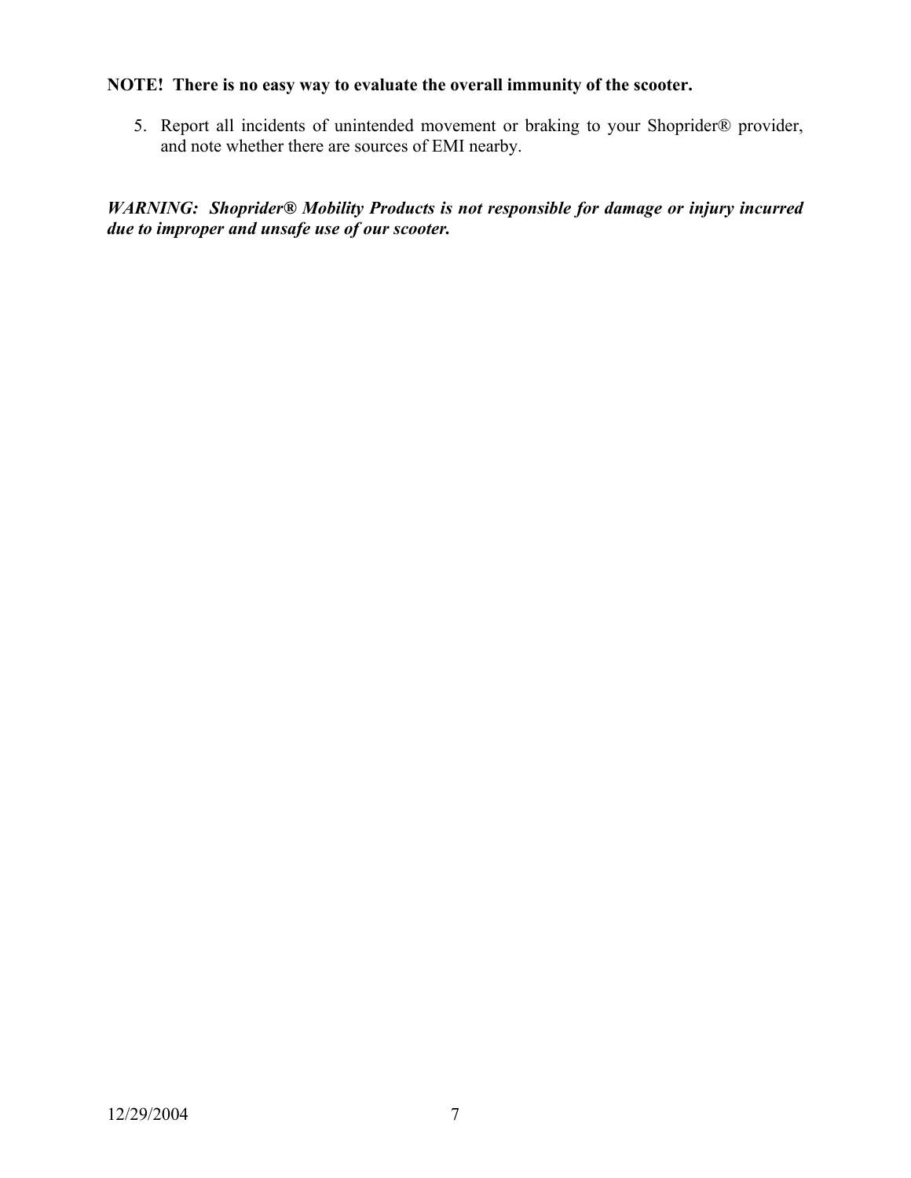**NOTE! There is no easy way to evaluate the overall immunity of the scooter.**

5. Report all incidents of unintended movement or braking to your Shoprider® provider, and note whether there are sources of EMI nearby.

***WARNING: Shoprider® Mobility Products is not responsible for damage or injury incurred due to improper and unsafe use of our scooter.***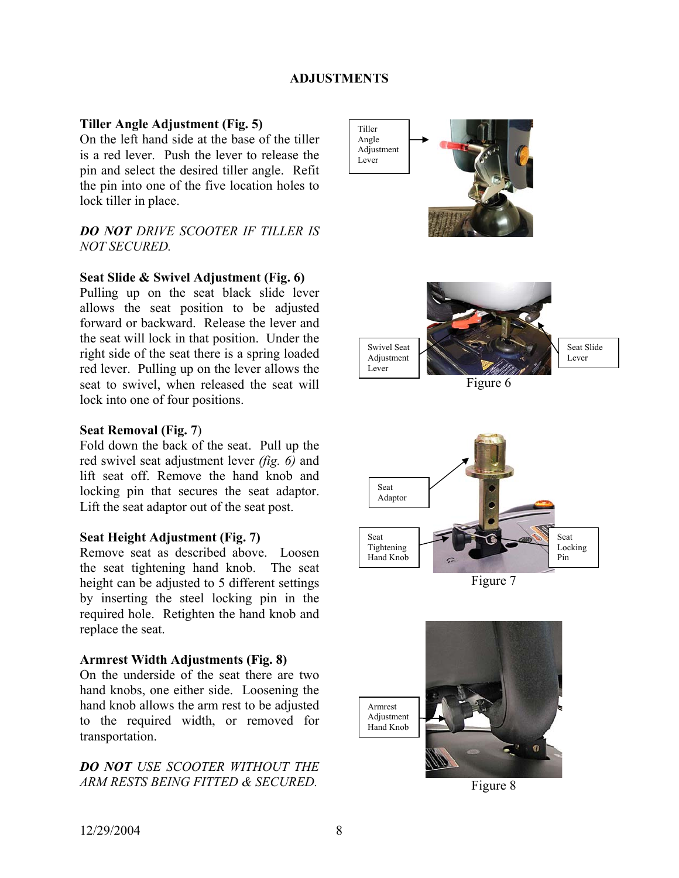# ADJUSTMENTS

**Tiller Angle Adjustment (Fig. 5)**
On the left hand side at the base of the tiller is a red lever. Push the lever to release the pin and select the desired tiller angle. Refit the pin into one of the five location holes to lock tiller in place.

***DO NOT** DRIVE SCOOTER IF TILLER IS NOT SECURED.*

**Seat Slide & Swivel Adjustment (Fig. 6)**
Pulling up on the seat black slide lever allows the seat position to be adjusted forward or backward. Release the lever and the seat will lock in that position. Under the right side of the seat there is a spring loaded red lever. Pulling up on the lever allows the seat to swivel, when released the seat will lock into one of four positions.

**Seat Removal (Fig. 7)**
Fold down the back of the seat. Pull up the red swivel seat adjustment lever *(fig. 6)* and lift seat off. Remove the hand knob and locking pin that secures the seat adaptor. Lift the seat adaptor out of the seat post.

**Seat Height Adjustment (Fig. 7)**
Remove seat as described above. Loosen the seat tightening hand knob. The seat height can be adjusted to 5 different settings by inserting the steel locking pin in the required hole. Retighten the hand knob and replace the seat.

**Armrest Width Adjustments (Fig. 8)**
On the underside of the seat there are two hand knobs, one either side. Loosening the hand knob allows the arm rest to be adjusted to the required width, or removed for transportation.

***DO NOT** USE SCOOTER WITHOUT THE ARM RESTS BEING FITTED & SECURED.*

Tiller Angle Adjustment Lever

Swivel Seat Adjustment Lever

Seat Slide Lever

Figure 6

Seat Adaptor

Seat Tightening Hand Knob

Seat Locking Pin

Figure 7

Armrest Adjustment Hand Knob

Figure 8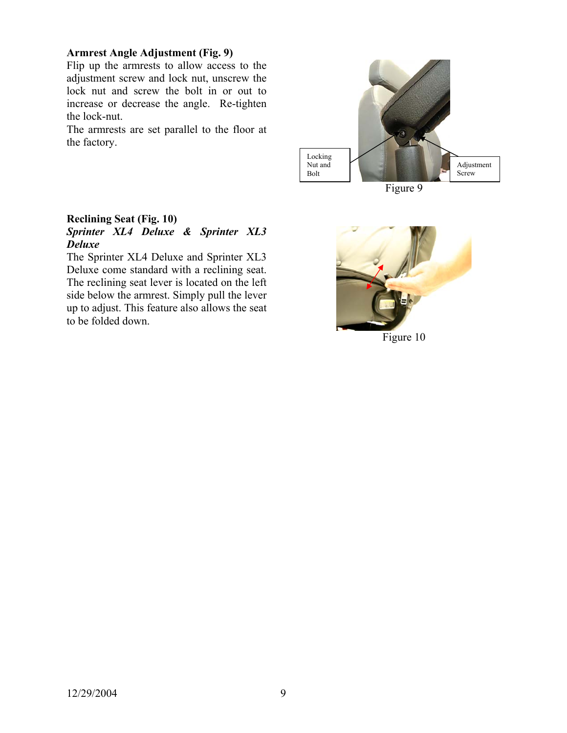**Armrest Angle Adjustment (Fig. 9)**

Flip up the armrests to allow access to the adjustment screw and lock nut, unscrew the lock nut and screw the bolt in or out to increase or decrease the angle. Re-tighten the lock-nut.

The armrests are set parallel to the floor at the factory.

Locking Nut and Bolt

Adjustment Screw

Figure 9

**Reclining Seat (Fig. 10)**

***Sprinter XL4 Deluxe & Sprinter XL3 Deluxe***

The Sprinter XL4 Deluxe and Sprinter XL3 Deluxe come standard with a reclining seat. The reclining seat lever is located on the left side below the armrest. Simply pull the lever up to adjust. This feature also allows the seat to be folded down.

Figure 10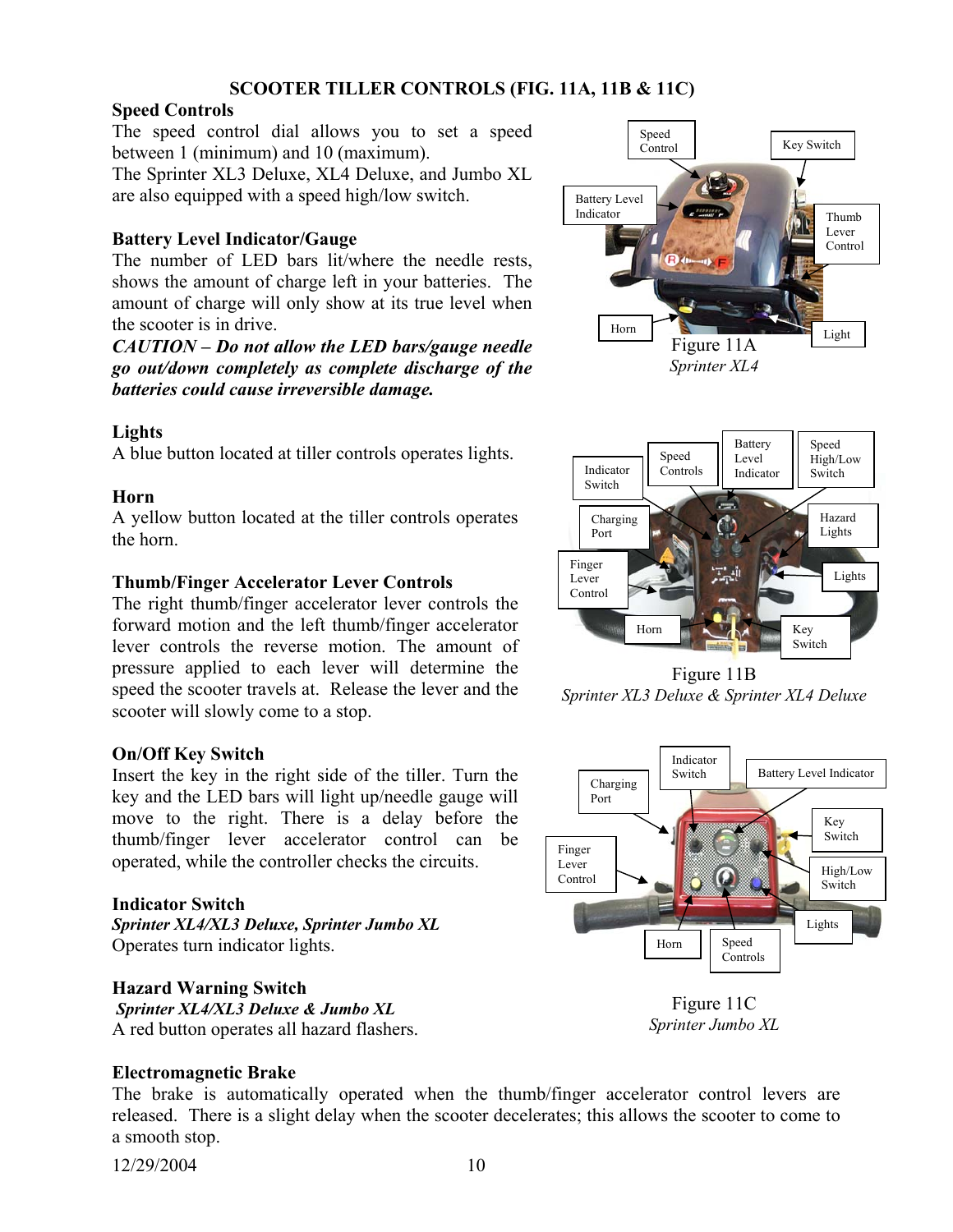## SCOOTER TILLER CONTROLS (FIG. 11A, 11B & 11C)

**Speed Controls**

The speed control dial allows you to set a speed between 1 (minimum) and 10 (maximum).
The Sprinter XL3 Deluxe, XL4 Deluxe, and Jumbo XL are also equipped with a speed high/low switch.

**Battery Level Indicator/Gauge**

The number of LED bars lit/where the needle rests, shows the amount of charge left in your batteries. The amount of charge will only show at its true level when the scooter is in drive.

***CAUTION – Do not allow the LED bars/gauge needle go out/down completely as complete discharge of the batteries could cause irreversible damage.***

**Lights**

A blue button located at tiller controls operates lights.

**Horn**

A yellow button located at the tiller controls operates the horn.

**Thumb/Finger Accelerator Lever Controls**

The right thumb/finger accelerator lever controls the forward motion and the left thumb/finger accelerator lever controls the reverse motion. The amount of pressure applied to each lever will determine the speed the scooter travels at. Release the lever and the scooter will slowly come to a stop.

**On/Off Key Switch**

Insert the key in the right side of the tiller. Turn the key and the LED bars will light up/needle gauge will move to the right. There is a delay before the thumb/finger lever accelerator control can be operated, while the controller checks the circuits.

**Indicator Switch**

***Sprinter XL4/XL3 Deluxe, Sprinter Jumbo XL***

Operates turn indicator lights.

**Hazard Warning Switch**

***Sprinter XL4/XL3 Deluxe & Jumbo XL***

A red button operates all hazard flashers.

Speed Control, Key Switch, Battery Level Indicator, Thumb Lever Control, Horn, Light

Figure 11A
*Sprinter XL4*

Indicator Switch, Speed Controls, Battery Level Indicator, Speed High/Low Switch, Charging Port, Hazard Lights, Finger Lever Control, Lights, Horn, Key Switch

Figure 11B
*Sprinter XL3 Deluxe & Sprinter XL4 Deluxe*

Indicator Switch, Battery Level Indicator, Charging Port, Key Switch, Finger Lever Control, High/Low Switch, Lights, Horn, Speed Controls

Figure 11C
*Sprinter Jumbo XL*

**Electromagnetic Brake**

The brake is automatically operated when the thumb/finger accelerator control levers are released. There is a slight delay when the scooter decelerates; this allows the scooter to come to a smooth stop.

12/29/2004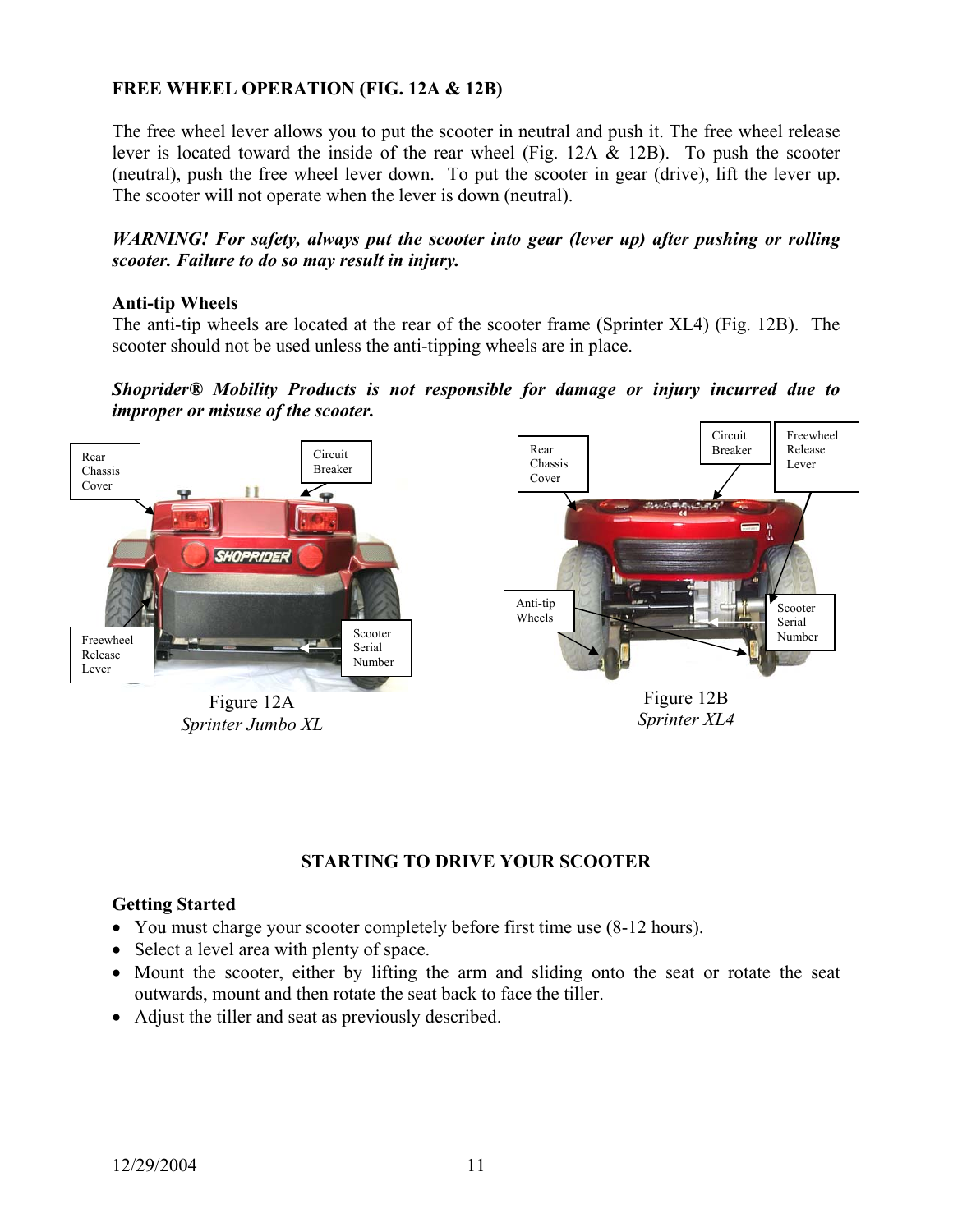**FREE WHEEL OPERATION (FIG. 12A & 12B)**

The free wheel lever allows you to put the scooter in neutral and push it. The free wheel release lever is located toward the inside of the rear wheel (Fig. 12A & 12B). To push the scooter (neutral), push the free wheel lever down. To put the scooter in gear (drive), lift the lever up. The scooter will not operate when the lever is down (neutral).

***WARNING! For safety, always put the scooter into gear (lever up) after pushing or rolling scooter. Failure to do so may result in injury.***

**Anti-tip Wheels**

The anti-tip wheels are located at the rear of the scooter frame (Sprinter XL4) (Fig. 12B). The scooter should not be used unless the anti-tipping wheels are in place.

***Shoprider® Mobility Products is not responsible for damage or injury incurred due to improper or misuse of the scooter.***

Rear Chassis Cover

Circuit Breaker

Freewheel Release Lever

Scooter Serial Number

Figure 12A
*Sprinter Jumbo XL*

Rear Chassis Cover

Circuit Breaker

Freewheel Release Lever

Anti-tip Wheels

Scooter Serial Number

Figure 12B
*Sprinter XL4*

## STARTING TO DRIVE YOUR SCOOTER

**Getting Started**

- You must charge your scooter completely before first time use (8-12 hours).
- Select a level area with plenty of space.
- Mount the scooter, either by lifting the arm and sliding onto the seat or rotate the seat outwards, mount and then rotate the seat back to face the tiller.
- Adjust the tiller and seat as previously described.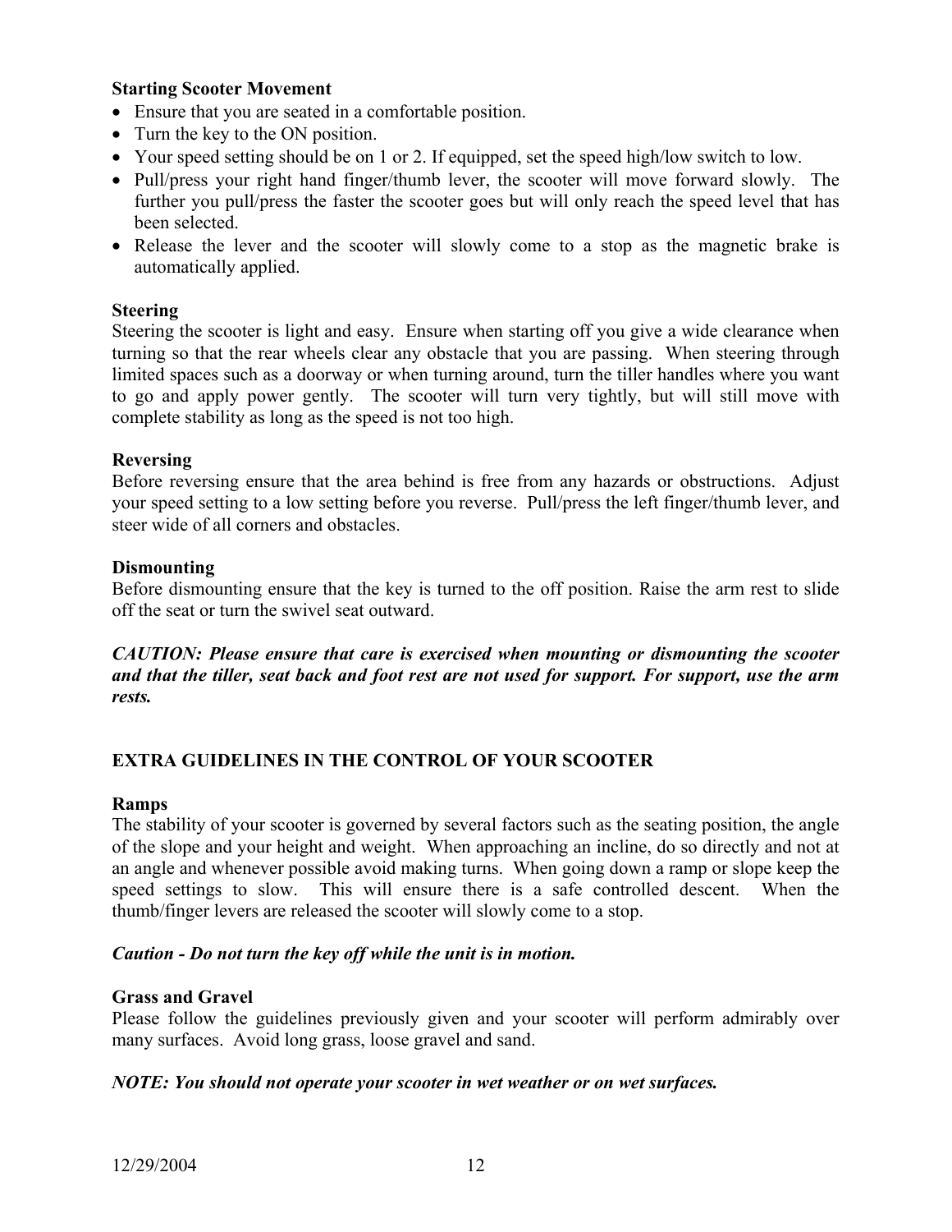**Starting Scooter Movement**

- Ensure that you are seated in a comfortable position.
- Turn the key to the ON position.
- Your speed setting should be on 1 or 2. If equipped, set the speed high/low switch to low.
- Pull/press your right hand finger/thumb lever, the scooter will move forward slowly. The further you pull/press the faster the scooter goes but will only reach the speed level that has been selected.
- Release the lever and the scooter will slowly come to a stop as the magnetic brake is automatically applied.

**Steering**

Steering the scooter is light and easy. Ensure when starting off you give a wide clearance when turning so that the rear wheels clear any obstacle that you are passing. When steering through limited spaces such as a doorway or when turning around, turn the tiller handles where you want to go and apply power gently. The scooter will turn very tightly, but will still move with complete stability as long as the speed is not too high.

**Reversing**

Before reversing ensure that the area behind is free from any hazards or obstructions. Adjust your speed setting to a low setting before you reverse. Pull/press the left finger/thumb lever, and steer wide of all corners and obstacles.

**Dismounting**

Before dismounting ensure that the key is turned to the off position. Raise the arm rest to slide off the seat or turn the swivel seat outward.

***CAUTION: Please ensure that care is exercised when mounting or dismounting the scooter and that the tiller, seat back and foot rest are not used for support. For support, use the arm rests.***

## EXTRA GUIDELINES IN THE CONTROL OF YOUR SCOOTER

**Ramps**

The stability of your scooter is governed by several factors such as the seating position, the angle of the slope and your height and weight. When approaching an incline, do so directly and not at an angle and whenever possible avoid making turns. When going down a ramp or slope keep the speed settings to slow. This will ensure there is a safe controlled descent. When the thumb/finger levers are released the scooter will slowly come to a stop.

***Caution - Do not turn the key off while the unit is in motion.***

**Grass and Gravel**

Please follow the guidelines previously given and your scooter will perform admirably over many surfaces. Avoid long grass, loose gravel and sand.

***NOTE: You should not operate your scooter in wet weather or on wet surfaces.***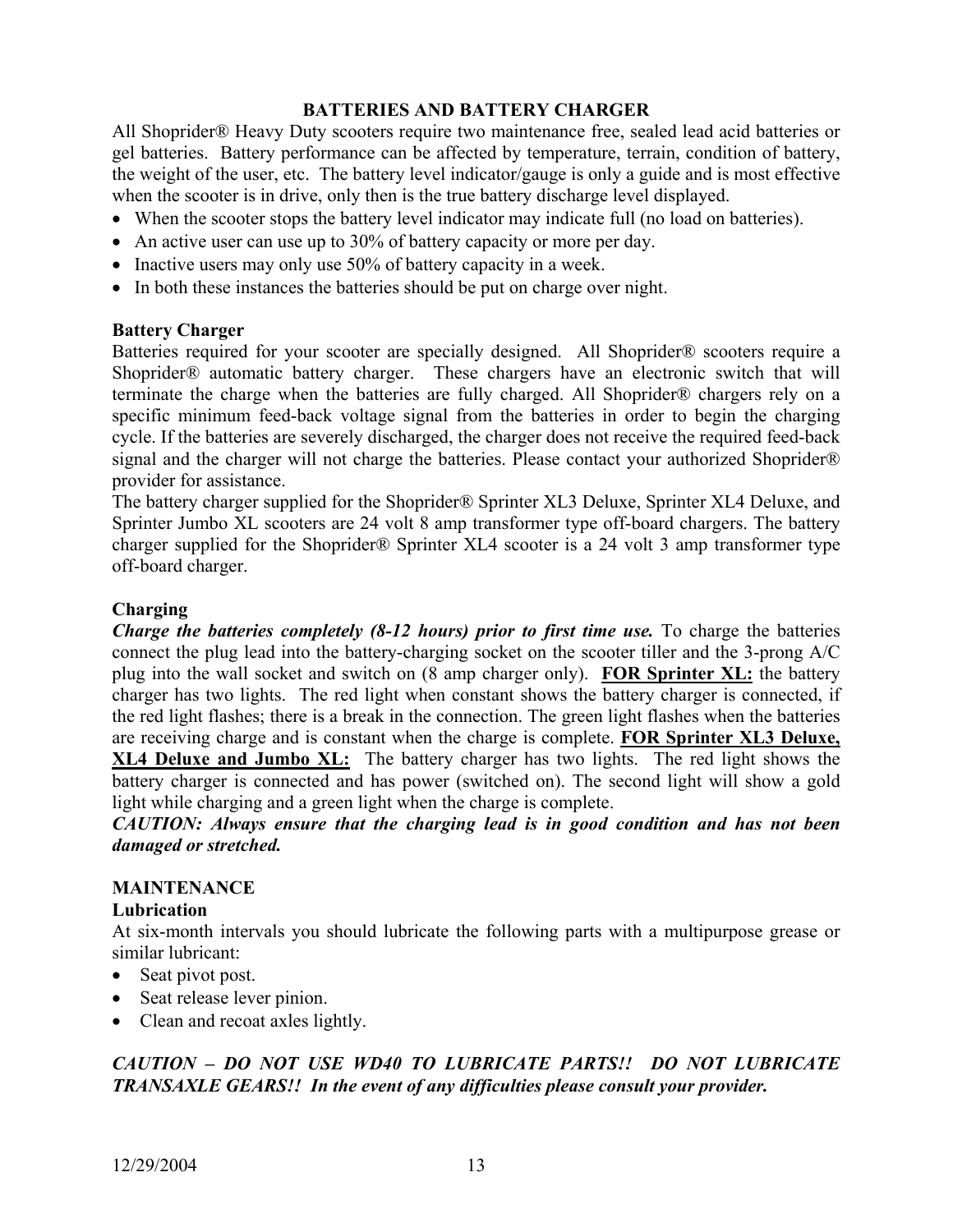## BATTERIES AND BATTERY CHARGER

All Shoprider® Heavy Duty scooters require two maintenance free, sealed lead acid batteries or gel batteries. Battery performance can be affected by temperature, terrain, condition of battery, the weight of the user, etc. The battery level indicator/gauge is only a guide and is most effective when the scooter is in drive, only then is the true battery discharge level displayed.

- When the scooter stops the battery level indicator may indicate full (no load on batteries).
- An active user can use up to 30% of battery capacity or more per day.
- Inactive users may only use 50% of battery capacity in a week.
- In both these instances the batteries should be put on charge over night.

### Battery Charger

Batteries required for your scooter are specially designed. All Shoprider® scooters require a Shoprider® automatic battery charger. These chargers have an electronic switch that will terminate the charge when the batteries are fully charged. All Shoprider® chargers rely on a specific minimum feed-back voltage signal from the batteries in order to begin the charging cycle. If the batteries are severely discharged, the charger does not receive the required feed-back signal and the charger will not charge the batteries. Please contact your authorized Shoprider® provider for assistance.

The battery charger supplied for the Shoprider® Sprinter XL3 Deluxe, Sprinter XL4 Deluxe, and Sprinter Jumbo XL scooters are 24 volt 8 amp transformer type off-board chargers. The battery charger supplied for the Shoprider® Sprinter XL4 scooter is a 24 volt 3 amp transformer type off-board charger.

### Charging

***Charge the batteries completely (8-12 hours) prior to first time use.*** To charge the batteries connect the plug lead into the battery-charging socket on the scooter tiller and the 3-prong A/C plug into the wall socket and switch on (8 amp charger only). **FOR Sprinter XL:** the battery charger has two lights. The red light when constant shows the battery charger is connected, if the red light flashes; there is a break in the connection. The green light flashes when the batteries are receiving charge and is constant when the charge is complete. **FOR Sprinter XL3 Deluxe, XL4 Deluxe and Jumbo XL:** The battery charger has two lights. The red light shows the battery charger is connected and has power (switched on). The second light will show a gold light while charging and a green light when the charge is complete.

***CAUTION: Always ensure that the charging lead is in good condition and has not been damaged or stretched.***

## MAINTENANCE

### Lubrication

At six-month intervals you should lubricate the following parts with a multipurpose grease or similar lubricant:

- Seat pivot post.
- Seat release lever pinion.
- Clean and recoat axles lightly.

***CAUTION – DO NOT USE WD40 TO LUBRICATE PARTS!! DO NOT LUBRICATE TRANSAXLE GEARS!! In the event of any difficulties please consult your provider.***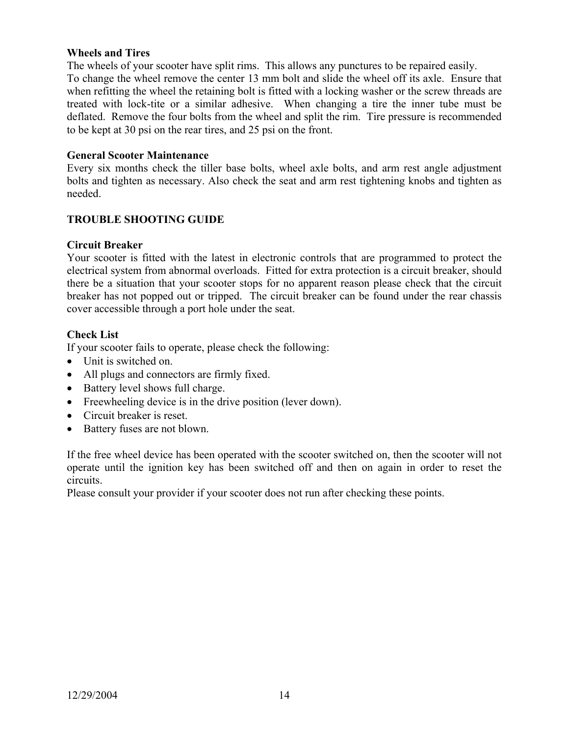**Wheels and Tires**

The wheels of your scooter have split rims. This allows any punctures to be repaired easily.
To change the wheel remove the center 13 mm bolt and slide the wheel off its axle. Ensure that when refitting the wheel the retaining bolt is fitted with a locking washer or the screw threads are treated with lock-tite or a similar adhesive. When changing a tire the inner tube must be deflated. Remove the four bolts from the wheel and split the rim. Tire pressure is recommended to be kept at 30 psi on the rear tires, and 25 psi on the front.

**General Scooter Maintenance**

Every six months check the tiller base bolts, wheel axle bolts, and arm rest angle adjustment bolts and tighten as necessary. Also check the seat and arm rest tightening knobs and tighten as needed.

## TROUBLE SHOOTING GUIDE

**Circuit Breaker**

Your scooter is fitted with the latest in electronic controls that are programmed to protect the electrical system from abnormal overloads. Fitted for extra protection is a circuit breaker, should there be a situation that your scooter stops for no apparent reason please check that the circuit breaker has not popped out or tripped. The circuit breaker can be found under the rear chassis cover accessible through a port hole under the seat.

**Check List**

If your scooter fails to operate, please check the following:

- Unit is switched on.
- All plugs and connectors are firmly fixed.
- Battery level shows full charge.
- Freewheeling device is in the drive position (lever down).
- Circuit breaker is reset.
- Battery fuses are not blown.

If the free wheel device has been operated with the scooter switched on, then the scooter will not operate until the ignition key has been switched off and then on again in order to reset the circuits.
Please consult your provider if your scooter does not run after checking these points.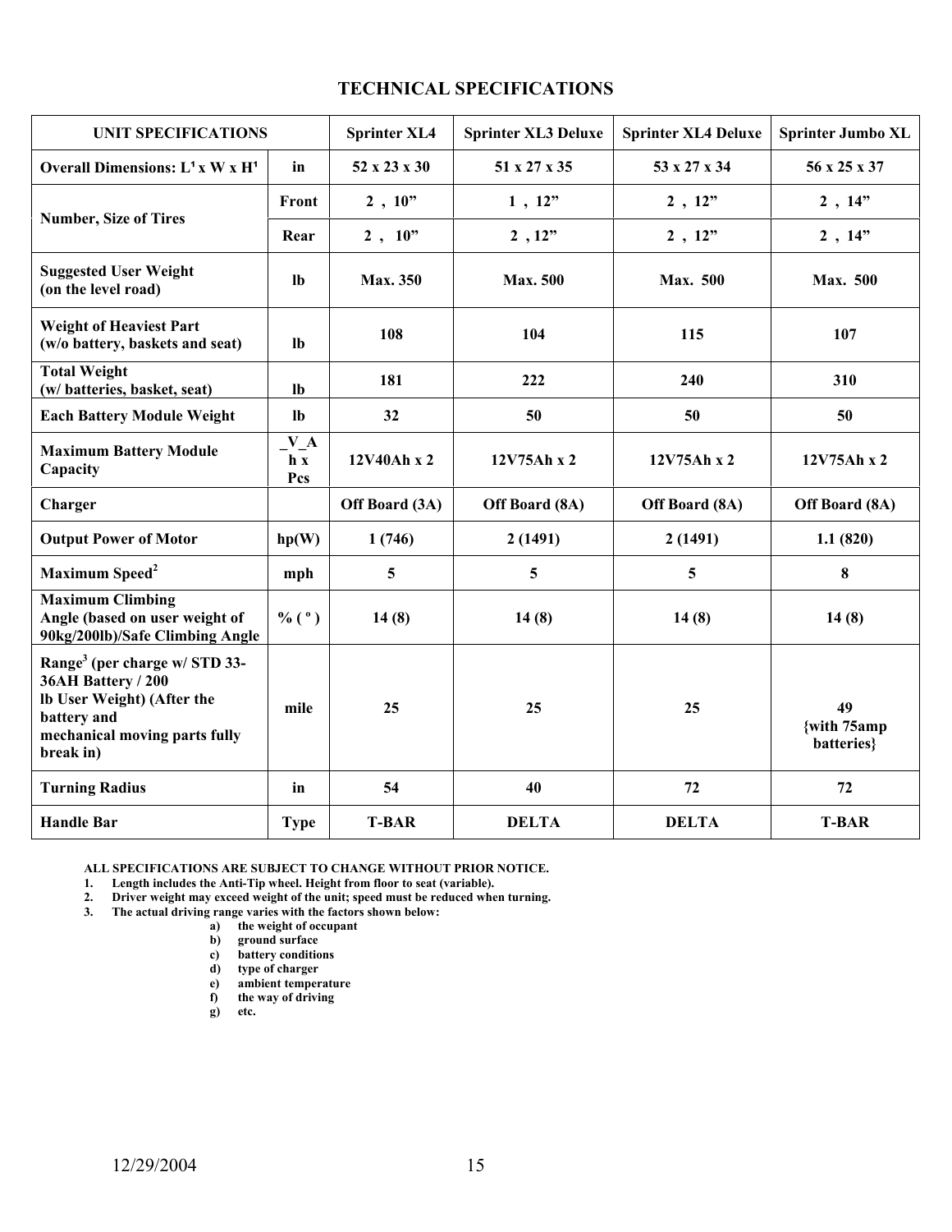# TECHNICAL SPECIFICATIONS

| UNIT SPECIFICATIONS | | Sprinter XL4 | Sprinter XL3 Deluxe | Sprinter XL4 Deluxe | Sprinter Jumbo XL |
|---|---|---|---|---|---|
| **Overall Dimensions: L[1] x W x H[1]** | in | 52 x 23 x 30 | 51 x 27 x 35 | 53 x 27 x 34 | 56 x 25 x 37 |
| **Number, Size of Tires** | Front | 2 , 10” | 1 , 12” | 2 , 12” | 2 , 14” |
| | Rear | 2 , 10” | 2 , 12” | 2 , 12” | 2 , 14” |
| **Suggested User Weight (on the level road)** | lb | Max. 350 | Max. 500 | Max. 500 | Max. 500 |
| **Weight of Heaviest Part (w/o battery, baskets and seat)** | lb | 108 | 104 | 115 | 107 |
| **Total Weight (w/ batteries, basket, seat)** | lb | 181 | 222 | 240 | 310 |
| **Each Battery Module Weight** | lb | 32 | 50 | 50 | 50 |
| **Maximum Battery Module Capacity** | _V_Ah x Pcs | 12V40Ah x 2 | 12V75Ah x 2 | 12V75Ah x 2 | 12V75Ah x 2 |
| **Charger** | | Off Board (3A) | Off Board (8A) | Off Board (8A) | Off Board (8A) |
| **Output Power of Motor** | hp(W) | 1 (746) | 2 (1491) | 2 (1491) | 1.1 (820) |
| **Maximum Speed[2]** | mph | 5 | 5 | 5 | 8 |
| **Maximum Climbing Angle (based on user weight of 90kg/200lb)/Safe Climbing Angle** | % ( º ) | 14 (8) | 14 (8) | 14 (8) | 14 (8) |
| **Range[3] (per charge w/ STD 33-36AH Battery / 200 lb User Weight) (After the battery and mechanical moving parts fully break in)** | mile | 25 | 25 | 25 | 49 {with 75amp batteries} |
| **Turning Radius** | in | 54 | 40 | 72 | 72 |
| **Handle Bar** | Type | T-BAR | DELTA | DELTA | T-BAR |

**ALL SPECIFICATIONS ARE SUBJECT TO CHANGE WITHOUT PRIOR NOTICE.**

1. **Length includes the Anti-Tip wheel. Height from floor to seat (variable).**
2. **Driver weight may exceed weight of the unit; speed must be reduced when turning.**
3. **The actual driving range varies with the factors shown below:**
   a) **the weight of occupant**
   b) **ground surface**
   c) **battery conditions**
   d) **type of charger**
   e) **ambient temperature**
   f) **the way of driving**
   g) **etc.**

12/29/2004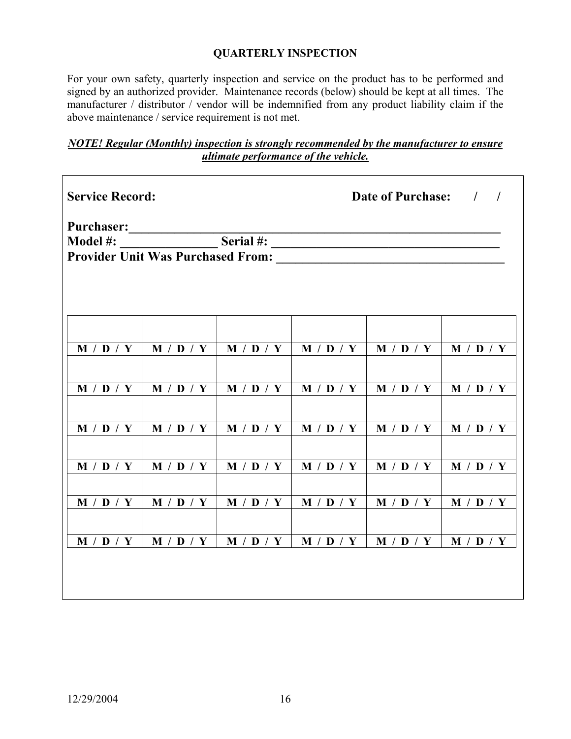## QUARTERLY INSPECTION

For your own safety, quarterly inspection and service on the product has to be performed and signed by an authorized provider. Maintenance records (below) should be kept at all times. The manufacturer / distributor / vendor will be indemnified from any product liability claim if the above maintenance / service requirement is not met.

***NOTE! Regular (Monthly) inspection is strongly recommended by the manufacturer to ensure ultimate performance of the vehicle.***

**Service Record:** **Date of Purchase:** / /

**Purchaser:**______________________________________________________________

**Model #:** _______________ **Serial #:** ___________________________________

**Provider Unit Was Purchased From:** ___________________________________

| | | | | | |
|---|---|---|---|---|---|
| **M / D / Y** | **M / D / Y** | **M / D / Y** | **M / D / Y** | **M / D / Y** | **M / D / Y** |
| | | | | | |
| **M / D / Y** | **M / D / Y** | **M / D / Y** | **M / D / Y** | **M / D / Y** | **M / D / Y** |
| | | | | | |
| **M / D / Y** | **M / D / Y** | **M / D / Y** | **M / D / Y** | **M / D / Y** | **M / D / Y** |
| | | | | | |
| **M / D / Y** | **M / D / Y** | **M / D / Y** | **M / D / Y** | **M / D / Y** | **M / D / Y** |
| | | | | | |
| **M / D / Y** | **M / D / Y** | **M / D / Y** | **M / D / Y** | **M / D / Y** | **M / D / Y** |
| | | | | | |
| **M / D / Y** | **M / D / Y** | **M / D / Y** | **M / D / Y** | **M / D / Y** | **M / D / Y** |

12/29/2004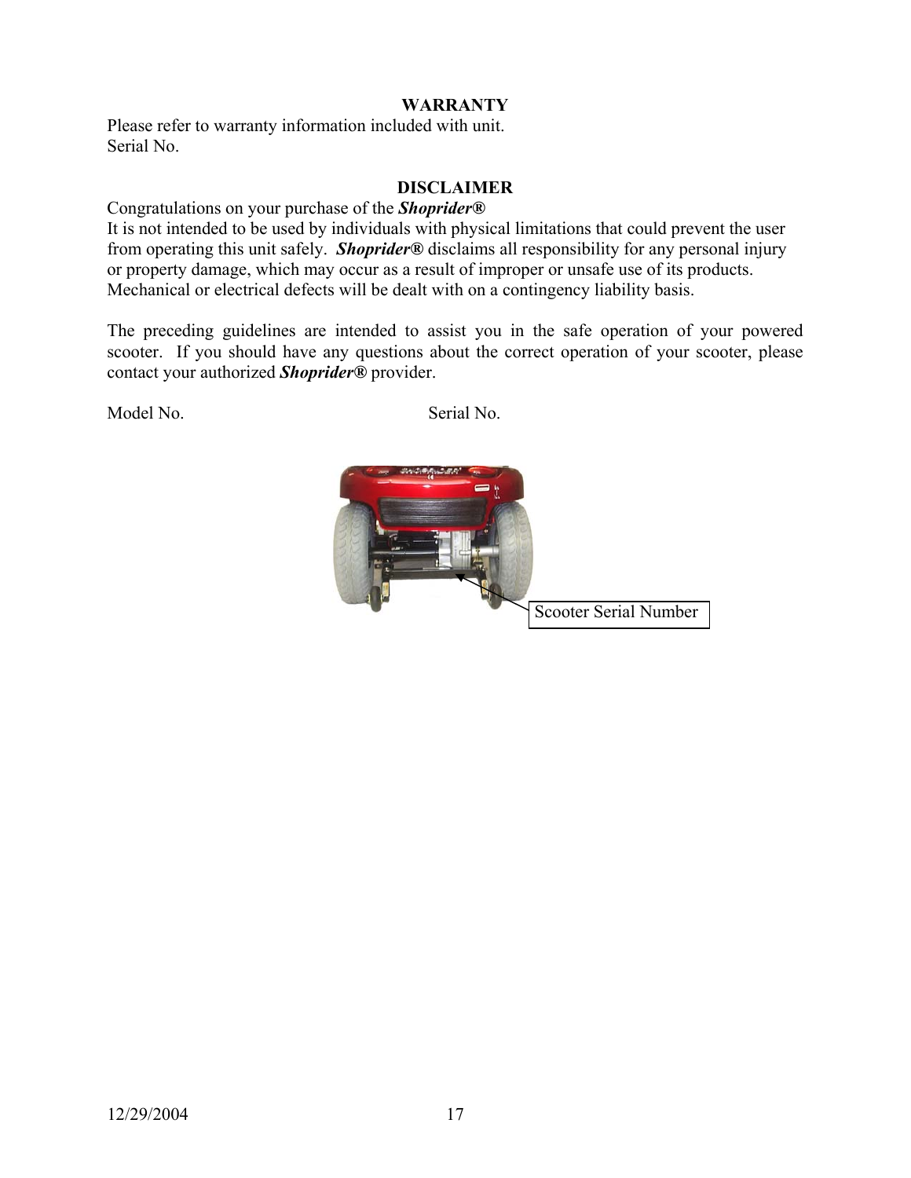## WARRANTY

Please refer to warranty information included with unit.
Serial No.

## DISCLAIMER

Congratulations on your purchase of the ***Shoprider®***
It is not intended to be used by individuals with physical limitations that could prevent the user from operating this unit safely. ***Shoprider®*** disclaims all responsibility for any personal injury or property damage, which may occur as a result of improper or unsafe use of its products. Mechanical or electrical defects will be dealt with on a contingency liability basis.

The preceding guidelines are intended to assist you in the safe operation of your powered scooter. If you should have any questions about the correct operation of your scooter, please contact your authorized ***Shoprider®*** provider.

Model No. Serial No.

Scooter Serial Number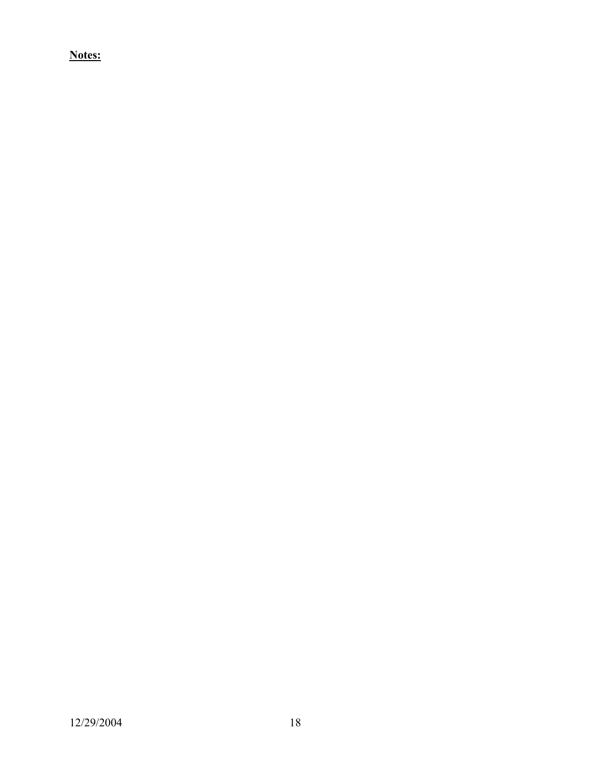**Notes:**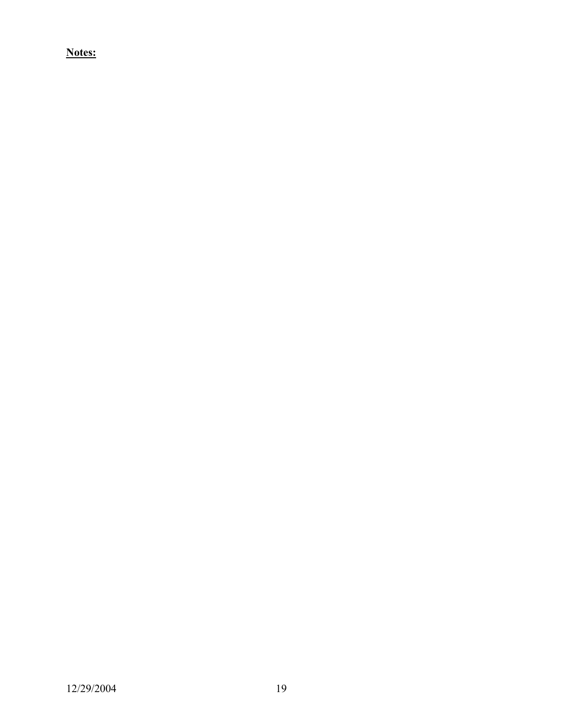**Notes:**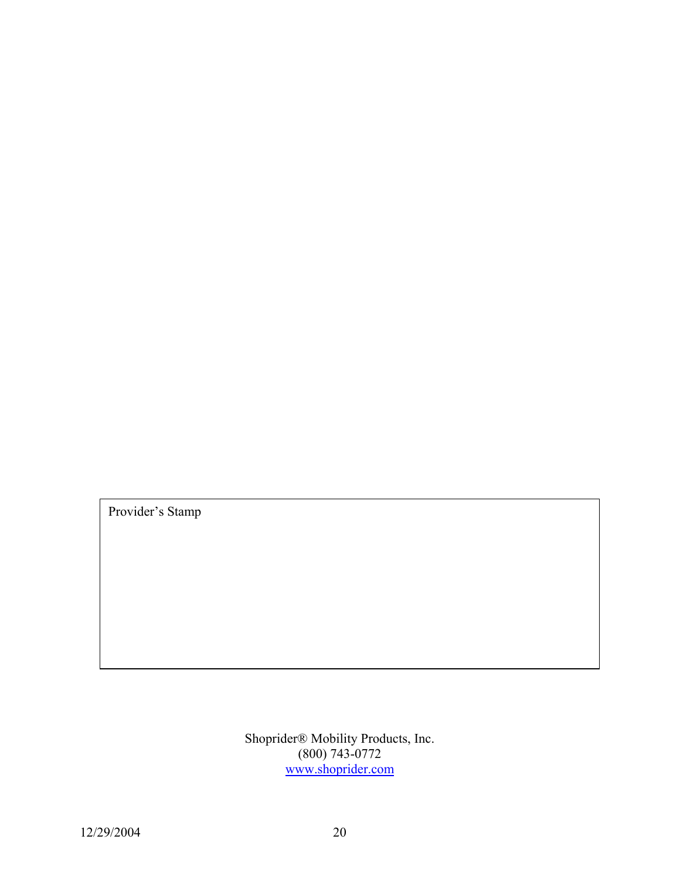| Provider's Stamp |
|---|
| |

Shoprider® Mobility Products, Inc.
(800) 743-0772
www.shoprider.com

12/29/2004